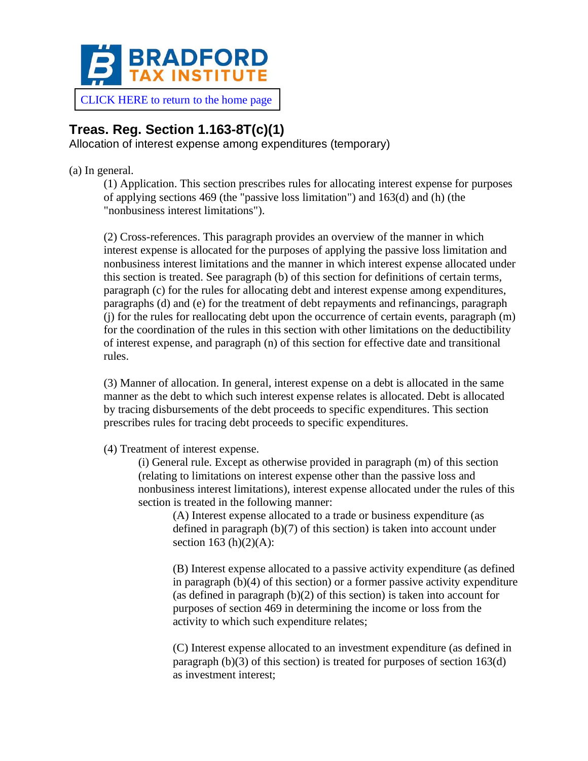BRADFORD TAX INSTITUTE

CLICK HERE to return to the home page

## Treas. Reg. Section 1.163-8T(c)(1)

Allocation of interest expense among expenditures (temporary)

(a) In general.

(1) Application. This section prescribes rules for allocating interest expense for purposes of applying sections 469 (the "passive loss limitation") and 163(d) and (h) (the "nonbusiness interest limitations").

(2) Cross-references. This paragraph provides an overview of the manner in which interest expense is allocated for the purposes of applying the passive loss limitation and nonbusiness interest limitations and the manner in which interest expense allocated under this section is treated. See paragraph (b) of this section for definitions of certain terms, paragraph (c) for the rules for allocating debt and interest expense among expenditures, paragraphs (d) and (e) for the treatment of debt repayments and refinancings, paragraph (j) for the rules for reallocating debt upon the occurrence of certain events, paragraph (m) for the coordination of the rules in this section with other limitations on the deductibility of interest expense, and paragraph (n) of this section for effective date and transitional rules.

(3) Manner of allocation. In general, interest expense on a debt is allocated in the same manner as the debt to which such interest expense relates is allocated. Debt is allocated by tracing disbursements of the debt proceeds to specific expenditures. This section prescribes rules for tracing debt proceeds to specific expenditures.

(4) Treatment of interest expense.

(i) General rule. Except as otherwise provided in paragraph (m) of this section (relating to limitations on interest expense other than the passive loss and nonbusiness interest limitations), interest expense allocated under the rules of this section is treated in the following manner:

(A) Interest expense allocated to a trade or business expenditure (as defined in paragraph (b)(7) of this section) is taken into account under section 163 (h)(2)(A):

(B) Interest expense allocated to a passive activity expenditure (as defined in paragraph (b)(4) of this section) or a former passive activity expenditure (as defined in paragraph (b)(2) of this section) is taken into account for purposes of section 469 in determining the income or loss from the activity to which such expenditure relates;

(C) Interest expense allocated to an investment expenditure (as defined in paragraph (b)(3) of this section) is treated for purposes of section 163(d) as investment interest;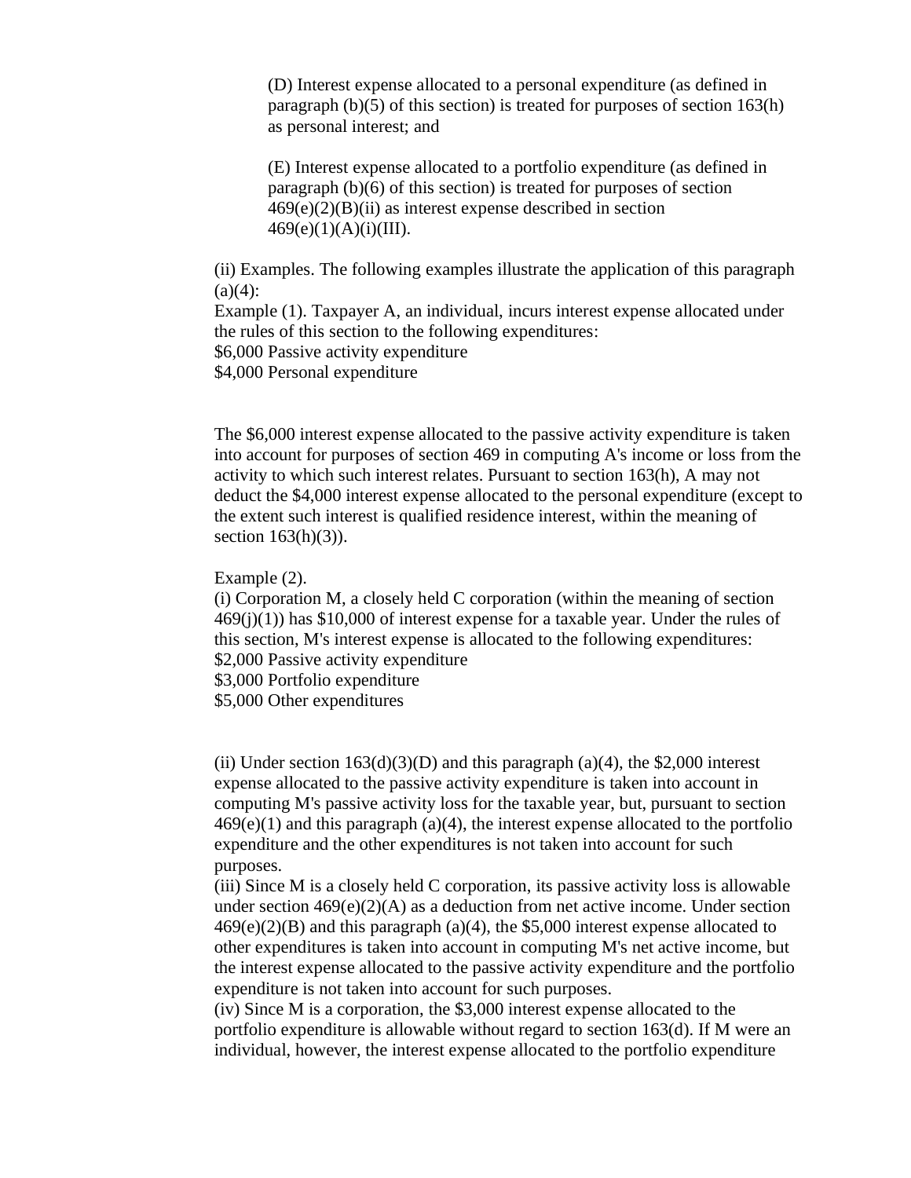(D) Interest expense allocated to a personal expenditure (as defined in paragraph (b)(5) of this section) is treated for purposes of section 163(h) as personal interest; and

(E) Interest expense allocated to a portfolio expenditure (as defined in paragraph (b)(6) of this section) is treated for purposes of section 469(e)(2)(B)(ii) as interest expense described in section 469(e)(1)(A)(i)(III).

(ii) Examples. The following examples illustrate the application of this paragraph (a)(4):

Example (1). Taxpayer A, an individual, incurs interest expense allocated under the rules of this section to the following expenditures:

$6,000 Passive activity expenditure
$4,000 Personal expenditure

The $6,000 interest expense allocated to the passive activity expenditure is taken into account for purposes of section 469 in computing A's income or loss from the activity to which such interest relates. Pursuant to section 163(h), A may not deduct the $4,000 interest expense allocated to the personal expenditure (except to the extent such interest is qualified residence interest, within the meaning of section 163(h)(3)).

Example (2).

(i) Corporation M, a closely held C corporation (within the meaning of section 469(j)(1)) has $10,000 of interest expense for a taxable year. Under the rules of this section, M's interest expense is allocated to the following expenditures:

$2,000 Passive activity expenditure
$3,000 Portfolio expenditure
$5,000 Other expenditures

(ii) Under section 163(d)(3)(D) and this paragraph (a)(4), the $2,000 interest expense allocated to the passive activity expenditure is taken into account in computing M's passive activity loss for the taxable year, but, pursuant to section 469(e)(1) and this paragraph (a)(4), the interest expense allocated to the portfolio expenditure and the other expenditures is not taken into account for such purposes.

(iii) Since M is a closely held C corporation, its passive activity loss is allowable under section 469(e)(2)(A) as a deduction from net active income. Under section 469(e)(2)(B) and this paragraph (a)(4), the $5,000 interest expense allocated to other expenditures is taken into account in computing M's net active income, but the interest expense allocated to the passive activity expenditure and the portfolio expenditure is not taken into account for such purposes.

(iv) Since M is a corporation, the $3,000 interest expense allocated to the portfolio expenditure is allowable without regard to section 163(d). If M were an individual, however, the interest expense allocated to the portfolio expenditure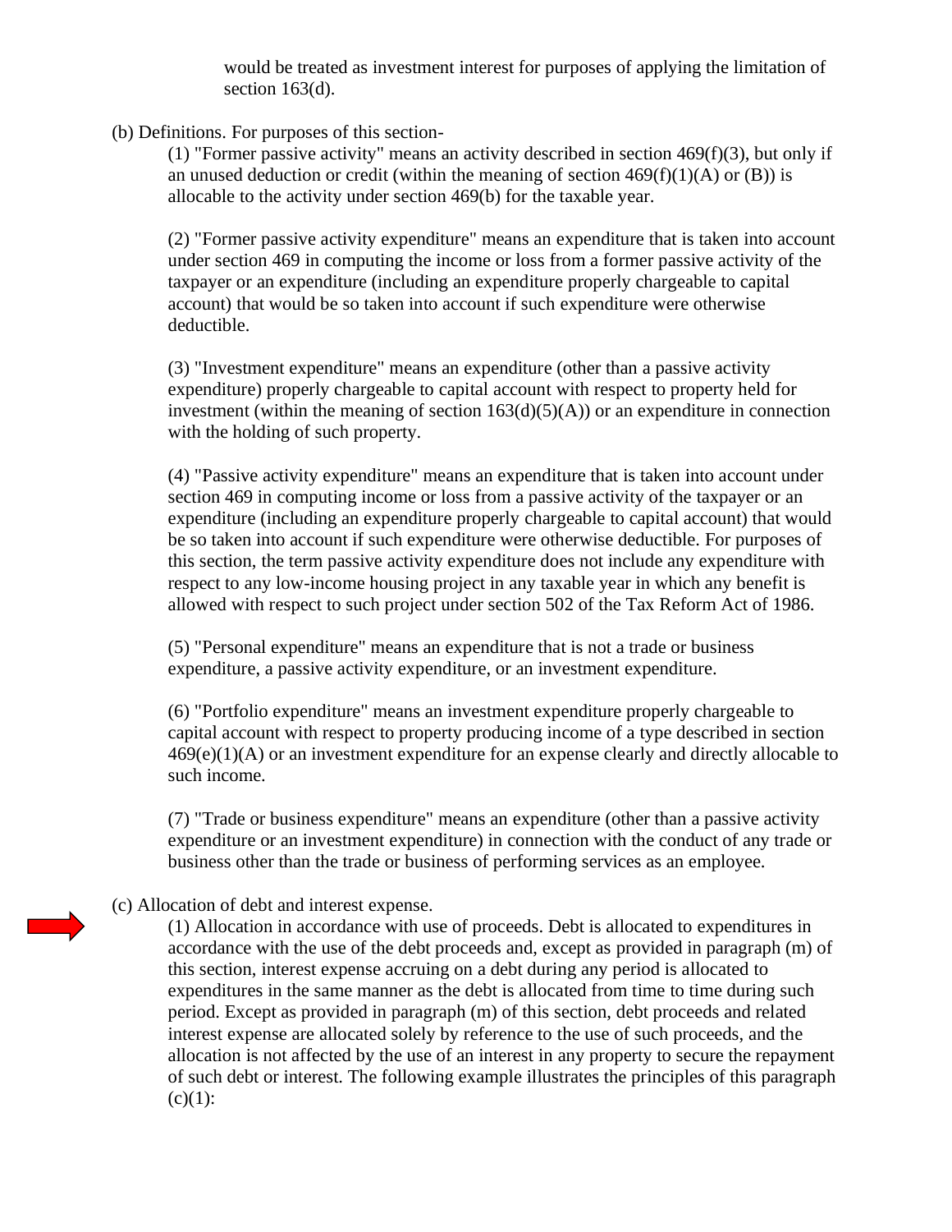would be treated as investment interest for purposes of applying the limitation of section 163(d).

(b) Definitions. For purposes of this section-

(1) "Former passive activity" means an activity described in section 469(f)(3), but only if an unused deduction or credit (within the meaning of section 469(f)(1)(A) or (B)) is allocable to the activity under section 469(b) for the taxable year.

(2) "Former passive activity expenditure" means an expenditure that is taken into account under section 469 in computing the income or loss from a former passive activity of the taxpayer or an expenditure (including an expenditure properly chargeable to capital account) that would be so taken into account if such expenditure were otherwise deductible.

(3) "Investment expenditure" means an expenditure (other than a passive activity expenditure) properly chargeable to capital account with respect to property held for investment (within the meaning of section 163(d)(5)(A)) or an expenditure in connection with the holding of such property.

(4) "Passive activity expenditure" means an expenditure that is taken into account under section 469 in computing income or loss from a passive activity of the taxpayer or an expenditure (including an expenditure properly chargeable to capital account) that would be so taken into account if such expenditure were otherwise deductible. For purposes of this section, the term passive activity expenditure does not include any expenditure with respect to any low-income housing project in any taxable year in which any benefit is allowed with respect to such project under section 502 of the Tax Reform Act of 1986.

(5) "Personal expenditure" means an expenditure that is not a trade or business expenditure, a passive activity expenditure, or an investment expenditure.

(6) "Portfolio expenditure" means an investment expenditure properly chargeable to capital account with respect to property producing income of a type described in section 469(e)(1)(A) or an investment expenditure for an expense clearly and directly allocable to such income.

(7) "Trade or business expenditure" means an expenditure (other than a passive activity expenditure or an investment expenditure) in connection with the conduct of any trade or business other than the trade or business of performing services as an employee.

(c) Allocation of debt and interest expense.

(1) Allocation in accordance with use of proceeds. Debt is allocated to expenditures in accordance with the use of the debt proceeds and, except as provided in paragraph (m) of this section, interest expense accruing on a debt during any period is allocated to expenditures in the same manner as the debt is allocated from time to time during such period. Except as provided in paragraph (m) of this section, debt proceeds and related interest expense are allocated solely by reference to the use of such proceeds, and the allocation is not affected by the use of an interest in any property to secure the repayment of such debt or interest. The following example illustrates the principles of this paragraph (c)(1):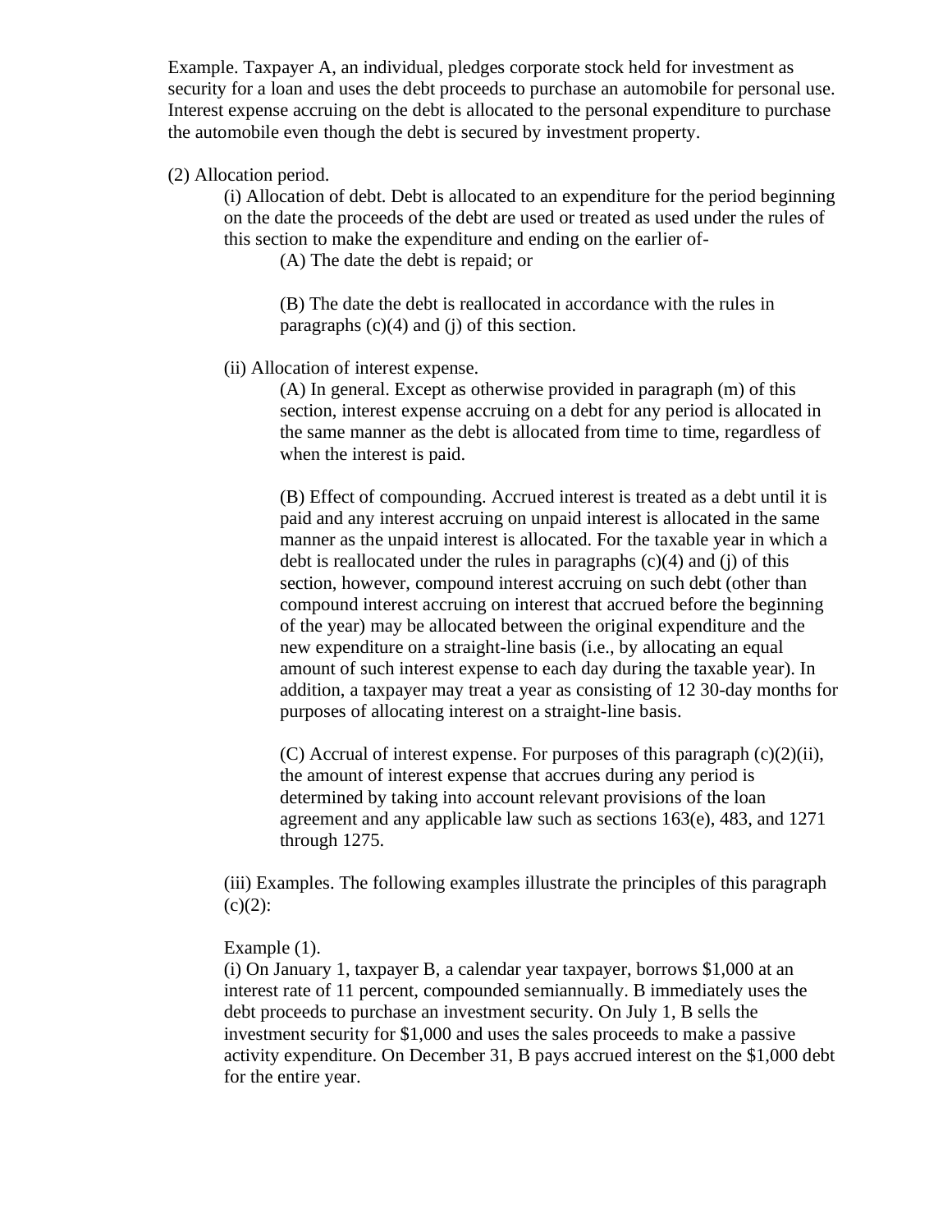Example. Taxpayer A, an individual, pledges corporate stock held for investment as security for a loan and uses the debt proceeds to purchase an automobile for personal use. Interest expense accruing on the debt is allocated to the personal expenditure to purchase the automobile even though the debt is secured by investment property.

(2) Allocation period.

(i) Allocation of debt. Debt is allocated to an expenditure for the period beginning on the date the proceeds of the debt are used or treated as used under the rules of this section to make the expenditure and ending on the earlier of-

(A) The date the debt is repaid; or

(B) The date the debt is reallocated in accordance with the rules in paragraphs (c)(4) and (j) of this section.

(ii) Allocation of interest expense.

(A) In general. Except as otherwise provided in paragraph (m) of this section, interest expense accruing on a debt for any period is allocated in the same manner as the debt is allocated from time to time, regardless of when the interest is paid.

(B) Effect of compounding. Accrued interest is treated as a debt until it is paid and any interest accruing on unpaid interest is allocated in the same manner as the unpaid interest is allocated. For the taxable year in which a debt is reallocated under the rules in paragraphs (c)(4) and (j) of this section, however, compound interest accruing on such debt (other than compound interest accruing on interest that accrued before the beginning of the year) may be allocated between the original expenditure and the new expenditure on a straight-line basis (i.e., by allocating an equal amount of such interest expense to each day during the taxable year). In addition, a taxpayer may treat a year as consisting of 12 30-day months for purposes of allocating interest on a straight-line basis.

(C) Accrual of interest expense. For purposes of this paragraph (c)(2)(ii), the amount of interest expense that accrues during any period is determined by taking into account relevant provisions of the loan agreement and any applicable law such as sections 163(e), 483, and 1271 through 1275.

(iii) Examples. The following examples illustrate the principles of this paragraph (c)(2):

Example (1).

(i) On January 1, taxpayer B, a calendar year taxpayer, borrows $1,000 at an interest rate of 11 percent, compounded semiannually. B immediately uses the debt proceeds to purchase an investment security. On July 1, B sells the investment security for $1,000 and uses the sales proceeds to make a passive activity expenditure. On December 31, B pays accrued interest on the $1,000 debt for the entire year.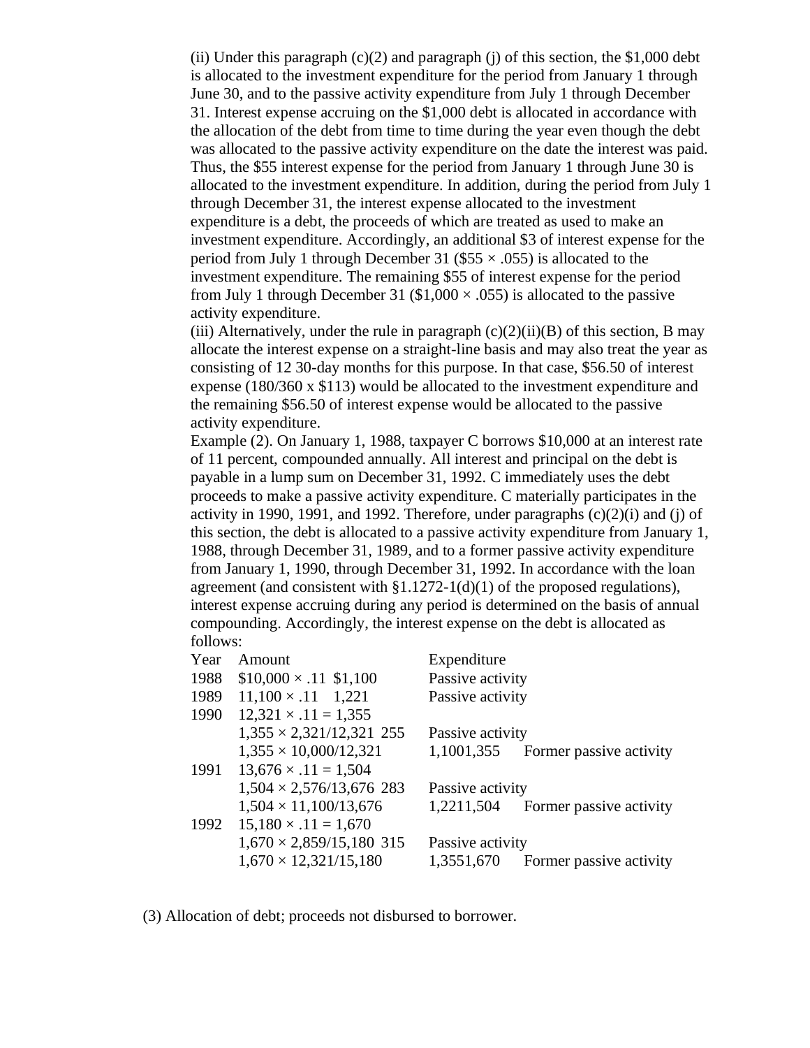(ii) Under this paragraph (c)(2) and paragraph (j) of this section, the $1,000 debt is allocated to the investment expenditure for the period from January 1 through June 30, and to the passive activity expenditure from July 1 through December 31. Interest expense accruing on the $1,000 debt is allocated in accordance with the allocation of the debt from time to time during the year even though the debt was allocated to the passive activity expenditure on the date the interest was paid. Thus, the $55 interest expense for the period from January 1 through June 30 is allocated to the investment expenditure. In addition, during the period from July 1 through December 31, the interest expense allocated to the investment expenditure is a debt, the proceeds of which are treated as used to make an investment expenditure. Accordingly, an additional $3 of interest expense for the period from July 1 through December 31 ($55 × .055) is allocated to the investment expenditure. The remaining $55 of interest expense for the period from July 1 through December 31 ($1,000 × .055) is allocated to the passive activity expenditure.

(iii) Alternatively, under the rule in paragraph (c)(2)(ii)(B) of this section, B may allocate the interest expense on a straight-line basis and may also treat the year as consisting of 12 30-day months for this purpose. In that case, $56.50 of interest expense (180/360 x $113) would be allocated to the investment expenditure and the remaining $56.50 of interest expense would be allocated to the passive activity expenditure.

Example (2). On January 1, 1988, taxpayer C borrows $10,000 at an interest rate of 11 percent, compounded annually. All interest and principal on the debt is payable in a lump sum on December 31, 1992. C immediately uses the debt proceeds to make a passive activity expenditure. C materially participates in the activity in 1990, 1991, and 1992. Therefore, under paragraphs (c)(2)(i) and (j) of this section, the debt is allocated to a passive activity expenditure from January 1, 1988, through December 31, 1989, and to a former passive activity expenditure from January 1, 1990, through December 31, 1992. In accordance with the loan agreement (and consistent with §1.1272-1(d)(1) of the proposed regulations), interest expense accruing during any period is determined on the basis of annual compounding. Accordingly, the interest expense on the debt is allocated as follows:

| Year | Amount | | Expenditure |
|---|---|---|---|
| 1988 | $10,000 × .11 $1,100 | Passive activity | |
| 1989 | 11,100 × .11 1,221 | Passive activity | |
| 1990 | 12,321 × .11 = 1,355 | | |
| | 1,355 × 2,321/12,321 255 | Passive activity | |
| | 1,355 × 10,000/12,321 | 1,1001,355 | Former passive activity |
| 1991 | 13,676 × .11 = 1,504 | | |
| | 1,504 × 2,576/13,676 283 | Passive activity | |
| | 1,504 × 11,100/13,676 | 1,2211,504 | Former passive activity |
| 1992 | 15,180 × .11 = 1,670 | | |
| | 1,670 × 2,859/15,180 315 | Passive activity | |
| | 1,670 × 12,321/15,180 | 1,3551,670 | Former passive activity |

(3) Allocation of debt; proceeds not disbursed to borrower.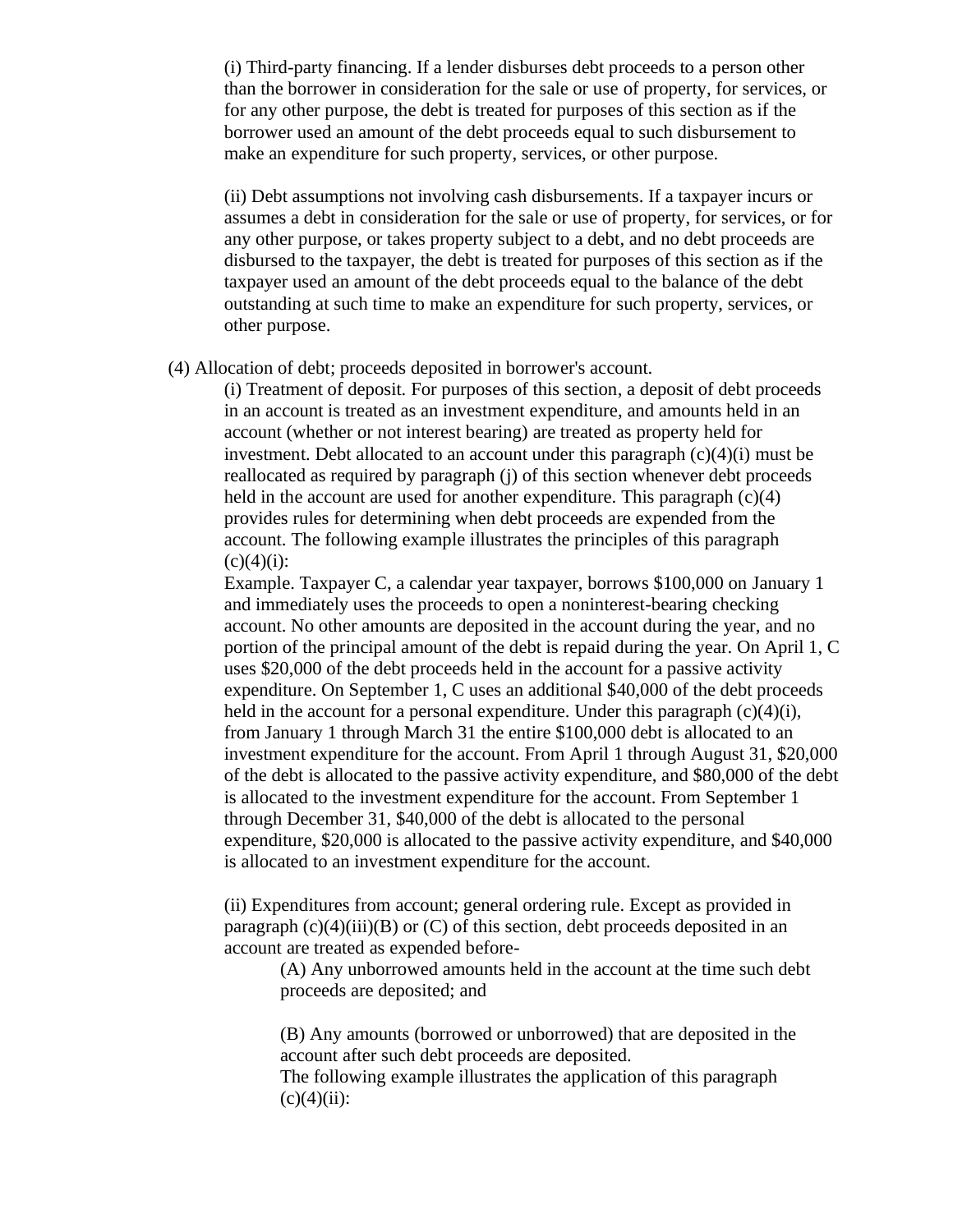(i) Third-party financing. If a lender disburses debt proceeds to a person other than the borrower in consideration for the sale or use of property, for services, or for any other purpose, the debt is treated for purposes of this section as if the borrower used an amount of the debt proceeds equal to such disbursement to make an expenditure for such property, services, or other purpose.

(ii) Debt assumptions not involving cash disbursements. If a taxpayer incurs or assumes a debt in consideration for the sale or use of property, for services, or for any other purpose, or takes property subject to a debt, and no debt proceeds are disbursed to the taxpayer, the debt is treated for purposes of this section as if the taxpayer used an amount of the debt proceeds equal to the balance of the debt outstanding at such time to make an expenditure for such property, services, or other purpose.

(4) Allocation of debt; proceeds deposited in borrower's account.

(i) Treatment of deposit. For purposes of this section, a deposit of debt proceeds in an account is treated as an investment expenditure, and amounts held in an account (whether or not interest bearing) are treated as property held for investment. Debt allocated to an account under this paragraph (c)(4)(i) must be reallocated as required by paragraph (j) of this section whenever debt proceeds held in the account are used for another expenditure. This paragraph (c)(4) provides rules for determining when debt proceeds are expended from the account. The following example illustrates the principles of this paragraph (c)(4)(i):

Example. Taxpayer C, a calendar year taxpayer, borrows $100,000 on January 1 and immediately uses the proceeds to open a noninterest-bearing checking account. No other amounts are deposited in the account during the year, and no portion of the principal amount of the debt is repaid during the year. On April 1, C uses $20,000 of the debt proceeds held in the account for a passive activity expenditure. On September 1, C uses an additional $40,000 of the debt proceeds held in the account for a personal expenditure. Under this paragraph (c)(4)(i), from January 1 through March 31 the entire $100,000 debt is allocated to an investment expenditure for the account. From April 1 through August 31, $20,000 of the debt is allocated to the passive activity expenditure, and $80,000 of the debt is allocated to the investment expenditure for the account. From September 1 through December 31, $40,000 of the debt is allocated to the personal expenditure, $20,000 is allocated to the passive activity expenditure, and $40,000 is allocated to an investment expenditure for the account.

(ii) Expenditures from account; general ordering rule. Except as provided in paragraph (c)(4)(iii)(B) or (C) of this section, debt proceeds deposited in an account are treated as expended before-

(A) Any unborrowed amounts held in the account at the time such debt proceeds are deposited; and

(B) Any amounts (borrowed or unborrowed) that are deposited in the account after such debt proceeds are deposited.

The following example illustrates the application of this paragraph (c)(4)(ii):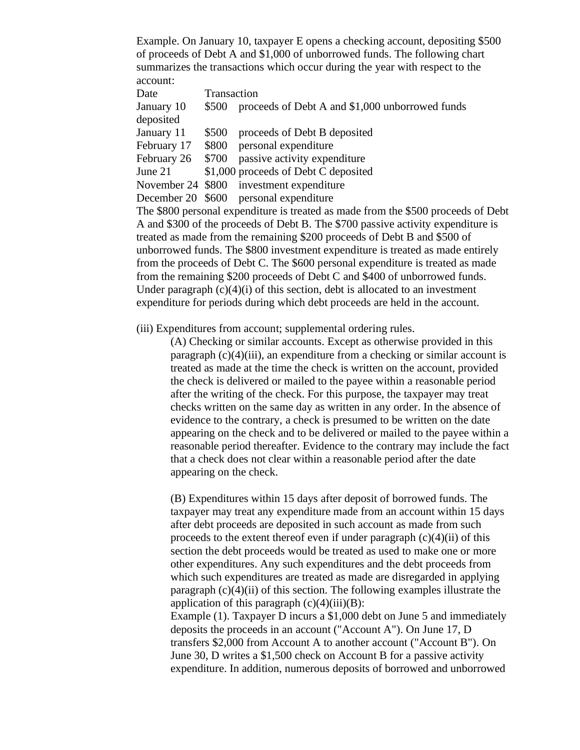Example. On January 10, taxpayer E opens a checking account, depositing $500 of proceeds of Debt A and $1,000 of unborrowed funds. The following chart summarizes the transactions which occur during the year with respect to the account:

| Date | Transaction |
|---|---|
| January 10 | $500 proceeds of Debt A and $1,000 unborrowed funds deposited |
| January 11 | $500 proceeds of Debt B deposited |
| February 17 | $800 personal expenditure |
| February 26 | $700 passive activity expenditure |
| June 21 | $1,000 proceeds of Debt C deposited |
| November 24 | $800 investment expenditure |
| December 20 | $600 personal expenditure |

The $800 personal expenditure is treated as made from the $500 proceeds of Debt A and $300 of the proceeds of Debt B. The $700 passive activity expenditure is treated as made from the remaining $200 proceeds of Debt B and $500 of unborrowed funds. The $800 investment expenditure is treated as made entirely from the proceeds of Debt C. The $600 personal expenditure is treated as made from the remaining $200 proceeds of Debt C and $400 of unborrowed funds. Under paragraph (c)(4)(i) of this section, debt is allocated to an investment expenditure for periods during which debt proceeds are held in the account.

(iii) Expenditures from account; supplemental ordering rules.

(A) Checking or similar accounts. Except as otherwise provided in this paragraph (c)(4)(iii), an expenditure from a checking or similar account is treated as made at the time the check is written on the account, provided the check is delivered or mailed to the payee within a reasonable period after the writing of the check. For this purpose, the taxpayer may treat checks written on the same day as written in any order. In the absence of evidence to the contrary, a check is presumed to be written on the date appearing on the check and to be delivered or mailed to the payee within a reasonable period thereafter. Evidence to the contrary may include the fact that a check does not clear within a reasonable period after the date appearing on the check.

(B) Expenditures within 15 days after deposit of borrowed funds. The taxpayer may treat any expenditure made from an account within 15 days after debt proceeds are deposited in such account as made from such proceeds to the extent thereof even if under paragraph (c)(4)(ii) of this section the debt proceeds would be treated as used to make one or more other expenditures. Any such expenditures and the debt proceeds from which such expenditures are treated as made are disregarded in applying paragraph (c)(4)(ii) of this section. The following examples illustrate the application of this paragraph (c)(4)(iii)(B):

Example (1). Taxpayer D incurs a $1,000 debt on June 5 and immediately deposits the proceeds in an account ("Account A"). On June 17, D transfers $2,000 from Account A to another account ("Account B"). On June 30, D writes a $1,500 check on Account B for a passive activity expenditure. In addition, numerous deposits of borrowed and unborrowed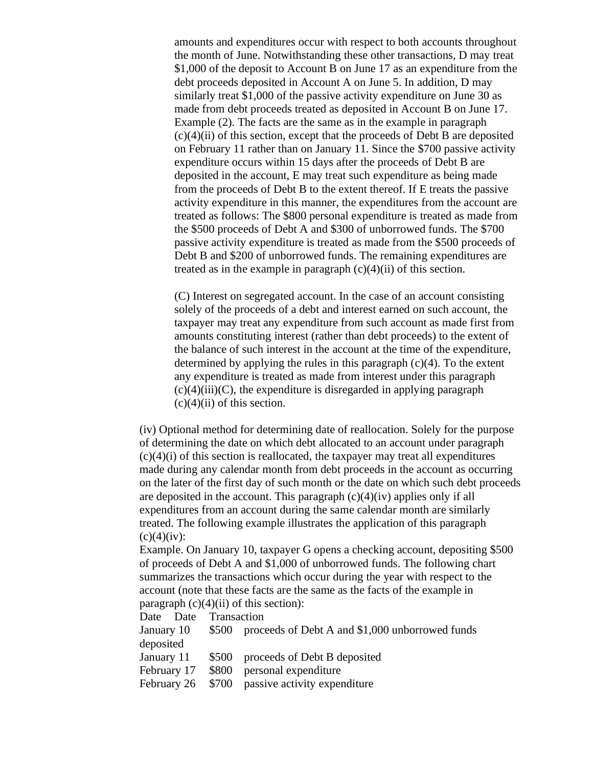amounts and expenditures occur with respect to both accounts throughout the month of June. Notwithstanding these other transactions, D may treat $1,000 of the deposit to Account B on June 17 as an expenditure from the debt proceeds deposited in Account A on June 5. In addition, D may similarly treat $1,000 of the passive activity expenditure on June 30 as made from debt proceeds treated as deposited in Account B on June 17.
Example (2). The facts are the same as in the example in paragraph (c)(4)(ii) of this section, except that the proceeds of Debt B are deposited on February 11 rather than on January 11. Since the $700 passive activity expenditure occurs within 15 days after the proceeds of Debt B are deposited in the account, E may treat such expenditure as being made from the proceeds of Debt B to the extent thereof. If E treats the passive activity expenditure in this manner, the expenditures from the account are treated as follows: The $800 personal expenditure is treated as made from the $500 proceeds of Debt A and $300 of unborrowed funds. The $700 passive activity expenditure is treated as made from the $500 proceeds of Debt B and $200 of unborrowed funds. The remaining expenditures are treated as in the example in paragraph (c)(4)(ii) of this section.

(C) Interest on segregated account. In the case of an account consisting solely of the proceeds of a debt and interest earned on such account, the taxpayer may treat any expenditure from such account as made first from amounts constituting interest (rather than debt proceeds) to the extent of the balance of such interest in the account at the time of the expenditure, determined by applying the rules in this paragraph (c)(4). To the extent any expenditure is treated as made from interest under this paragraph (c)(4)(iii)(C), the expenditure is disregarded in applying paragraph (c)(4)(ii) of this section.

(iv) Optional method for determining date of reallocation. Solely for the purpose of determining the date on which debt allocated to an account under paragraph (c)(4)(i) of this section is reallocated, the taxpayer may treat all expenditures made during any calendar month from debt proceeds in the account as occurring on the later of the first day of such month or the date on which such debt proceeds are deposited in the account. This paragraph (c)(4)(iv) applies only if all expenditures from an account during the same calendar month are similarly treated. The following example illustrates the application of this paragraph (c)(4)(iv):
Example. On January 10, taxpayer G opens a checking account, depositing $500 of proceeds of Debt A and $1,000 of unborrowed funds. The following chart summarizes the transactions which occur during the year with respect to the account (note that these facts are the same as the facts of the example in paragraph (c)(4)(ii) of this section):

| Date | Date | Transaction |
|---|---|---|
| January 10 | $500 | proceeds of Debt A and $1,000 unborrowed funds deposited |
| January 11 | $500 | proceeds of Debt B deposited |
| February 17 | $800 | personal expenditure |
| February 26 | $700 | passive activity expenditure |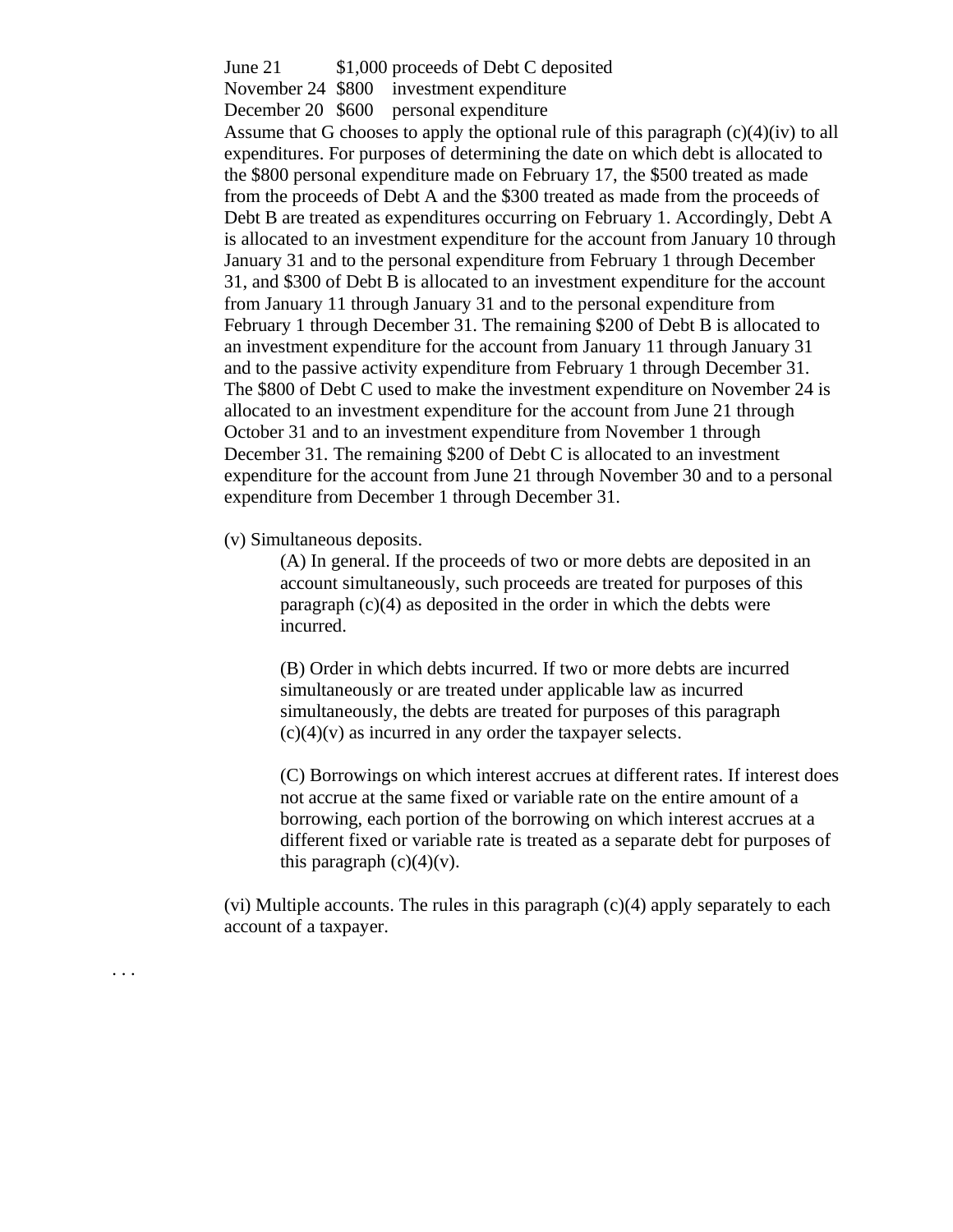June 21 $1,000 proceeds of Debt C deposited
November 24 $800 investment expenditure
December 20 $600 personal expenditure

Assume that G chooses to apply the optional rule of this paragraph (c)(4)(iv) to all expenditures. For purposes of determining the date on which debt is allocated to the $800 personal expenditure made on February 17, the $500 treated as made from the proceeds of Debt A and the $300 treated as made from the proceeds of Debt B are treated as expenditures occurring on February 1. Accordingly, Debt A is allocated to an investment expenditure for the account from January 10 through January 31 and to the personal expenditure from February 1 through December 31, and $300 of Debt B is allocated to an investment expenditure for the account from January 11 through January 31 and to the personal expenditure from February 1 through December 31. The remaining $200 of Debt B is allocated to an investment expenditure for the account from January 11 through January 31 and to the passive activity expenditure from February 1 through December 31. The $800 of Debt C used to make the investment expenditure on November 24 is allocated to an investment expenditure for the account from June 21 through October 31 and to an investment expenditure from November 1 through December 31. The remaining $200 of Debt C is allocated to an investment expenditure for the account from June 21 through November 30 and to a personal expenditure from December 1 through December 31.

(v) Simultaneous deposits.

(A) In general. If the proceeds of two or more debts are deposited in an account simultaneously, such proceeds are treated for purposes of this paragraph (c)(4) as deposited in the order in which the debts were incurred.

(B) Order in which debts incurred. If two or more debts are incurred simultaneously or are treated under applicable law as incurred simultaneously, the debts are treated for purposes of this paragraph (c)(4)(v) as incurred in any order the taxpayer selects.

(C) Borrowings on which interest accrues at different rates. If interest does not accrue at the same fixed or variable rate on the entire amount of a borrowing, each portion of the borrowing on which interest accrues at a different fixed or variable rate is treated as a separate debt for purposes of this paragraph (c)(4)(v).

(vi) Multiple accounts. The rules in this paragraph (c)(4) apply separately to each account of a taxpayer.

. . .